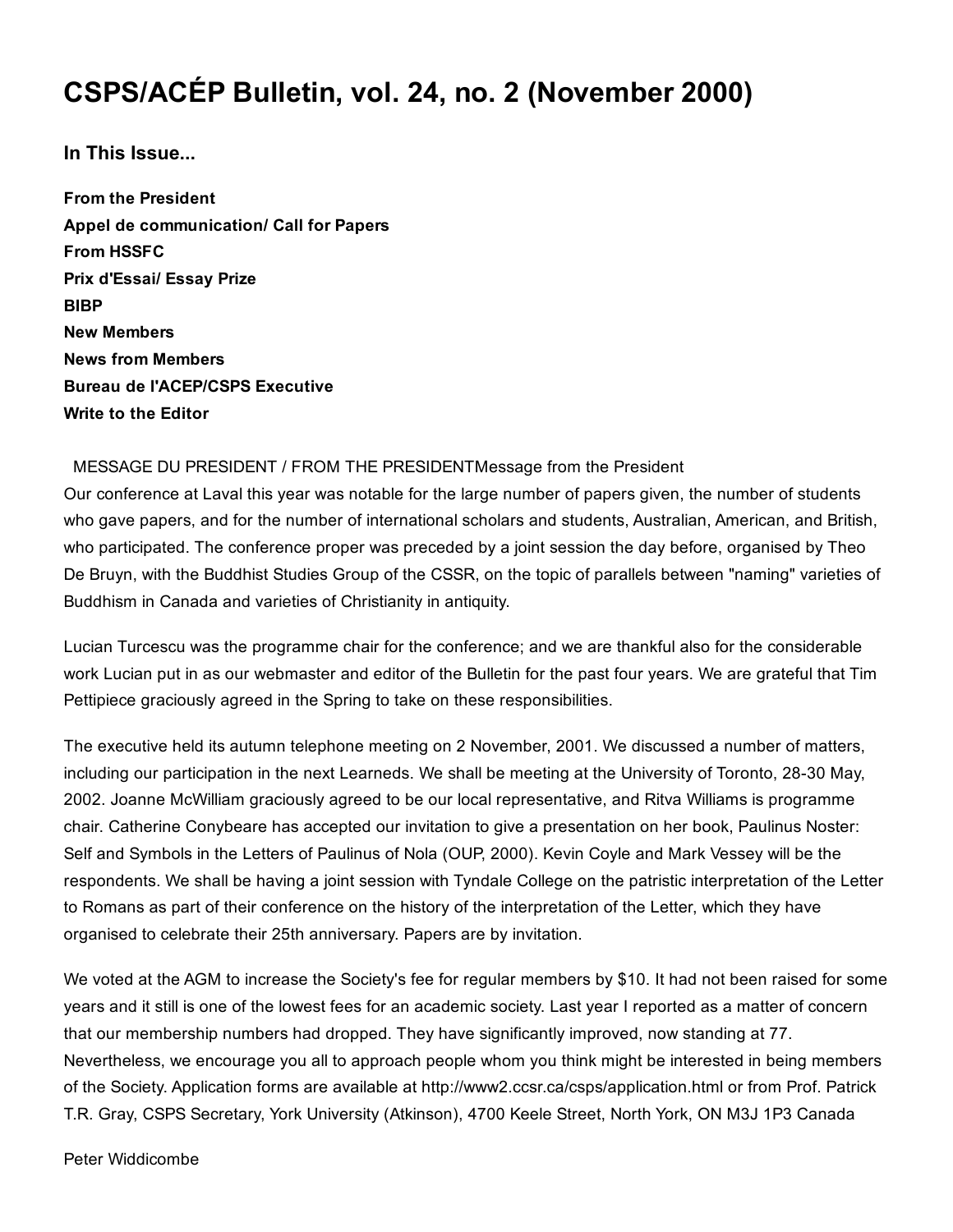# CSPS/ACÉP Bulletin, vol. 24, no. 2 (November 2000)

## In This Issue...

**From the President**
**Appel de communication/ Call for Papers**
**From HSSFC**
**Prix d'Essai/ Essay Prize**
**BIBP**
**New Members**
**News from Members**
**Bureau de l'ACEP/CSPS Executive**
**Write to the Editor**

MESSAGE DU PRESIDENT / FROM THE PRESIDENTMessage from the President

Our conference at Laval this year was notable for the large number of papers given, the number of students who gave papers, and for the number of international scholars and students, Australian, American, and British, who participated. The conference proper was preceded by a joint session the day before, organised by Theo De Bruyn, with the Buddhist Studies Group of the CSSR, on the topic of parallels between "naming" varieties of Buddhism in Canada and varieties of Christianity in antiquity.

Lucian Turcescu was the programme chair for the conference; and we are thankful also for the considerable work Lucian put in as our webmaster and editor of the Bulletin for the past four years. We are grateful that Tim Pettipiece graciously agreed in the Spring to take on these responsibilities.

The executive held its autumn telephone meeting on 2 November, 2001. We discussed a number of matters, including our participation in the next Learneds. We shall be meeting at the University of Toronto, 28-30 May, 2002. Joanne McWilliam graciously agreed to be our local representative, and Ritva Williams is programme chair. Catherine Conybeare has accepted our invitation to give a presentation on her book, Paulinus Noster: Self and Symbols in the Letters of Paulinus of Nola (OUP, 2000). Kevin Coyle and Mark Vessey will be the respondents. We shall be having a joint session with Tyndale College on the patristic interpretation of the Letter to Romans as part of their conference on the history of the interpretation of the Letter, which they have organised to celebrate their 25th anniversary. Papers are by invitation.

We voted at the AGM to increase the Society's fee for regular members by $10. It had not been raised for some years and it still is one of the lowest fees for an academic society. Last year I reported as a matter of concern that our membership numbers had dropped. They have significantly improved, now standing at 77. Nevertheless, we encourage you all to approach people whom you think might be interested in being members of the Society. Application forms are available at http://www2.ccsr.ca/csps/application.html or from Prof. Patrick T.R. Gray, CSPS Secretary, York University (Atkinson), 4700 Keele Street, North York, ON M3J 1P3 Canada

Peter Widdicombe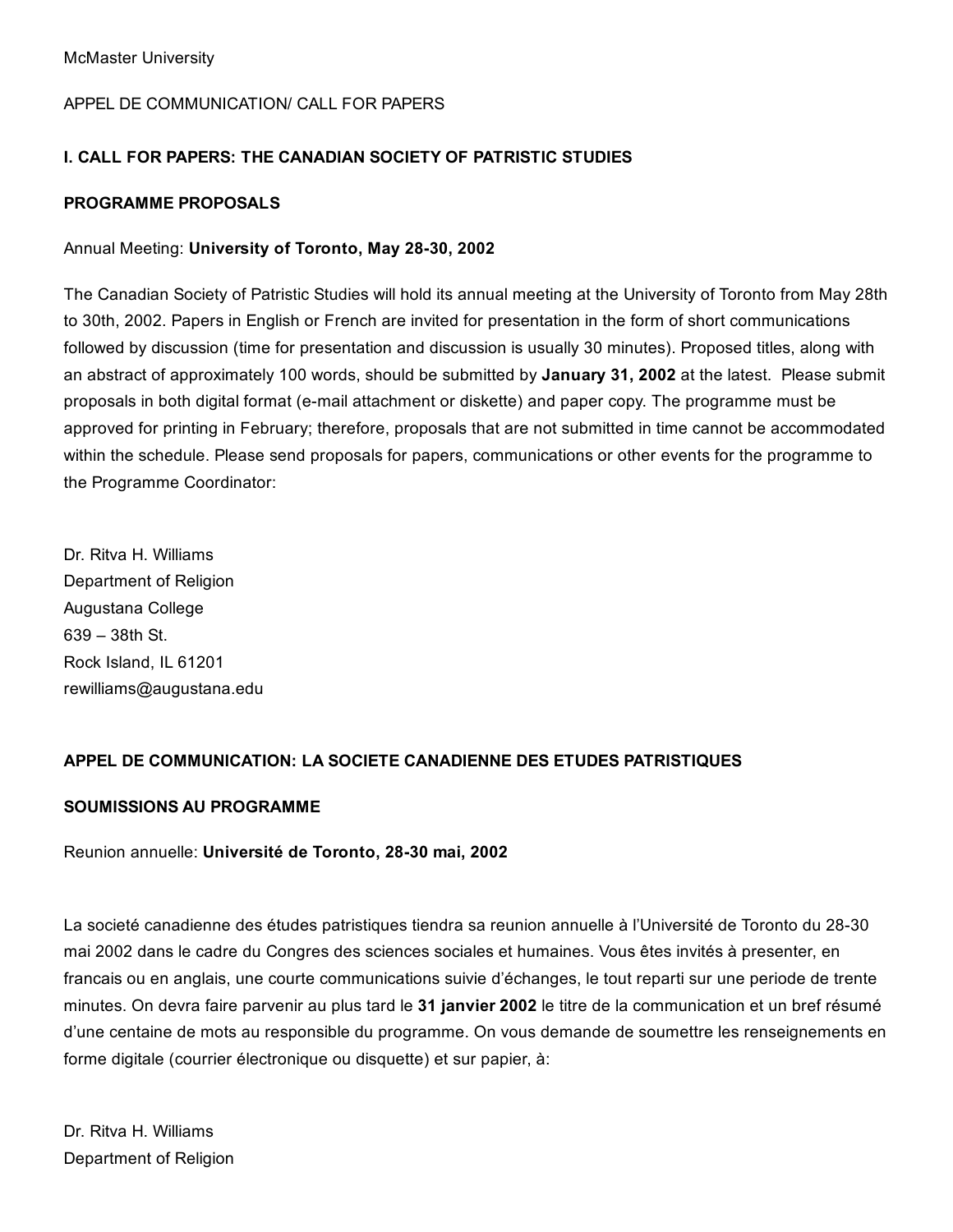McMaster University

APPEL DE COMMUNICATION/ CALL FOR PAPERS

## I. CALL FOR PAPERS: THE CANADIAN SOCIETY OF PATRISTIC STUDIES

### PROGRAMME PROPOSALS

Annual Meeting: **University of Toronto, May 28-30, 2002**

The Canadian Society of Patristic Studies will hold its annual meeting at the University of Toronto from May 28th to 30th, 2002. Papers in English or French are invited for presentation in the form of short communications followed by discussion (time for presentation and discussion is usually 30 minutes). Proposed titles, along with an abstract of approximately 100 words, should be submitted by **January 31, 2002** at the latest. Please submit proposals in both digital format (e-mail attachment or diskette) and paper copy. The programme must be approved for printing in February; therefore, proposals that are not submitted in time cannot be accommodated within the schedule. Please send proposals for papers, communications or other events for the programme to the Programme Coordinator:

Dr. Ritva H. Williams
Department of Religion
Augustana College
639 – 38th St.
Rock Island, IL 61201
rewilliams@augustana.edu

## APPEL DE COMMUNICATION: LA SOCIETE CANADIENNE DES ETUDES PATRISTIQUES

### SOUMISSIONS AU PROGRAMME

Reunion annuelle: **Université de Toronto, 28-30 mai, 2002**

La societé canadienne des études patristiques tiendra sa reunion annuelle à l'Université de Toronto du 28-30 mai 2002 dans le cadre du Congres des sciences sociales et humaines. Vous êtes invités à presenter, en francais ou en anglais, une courte communications suivie d'échanges, le tout reparti sur une periode de trente minutes. On devra faire parvenir au plus tard le **31 janvier 2002** le titre de la communication et un bref résumé d'une centaine de mots au responsible du programme. On vous demande de soumettre les renseignements en forme digitale (courrier électronique ou disquette) et sur papier, à:

Dr. Ritva H. Williams
Department of Religion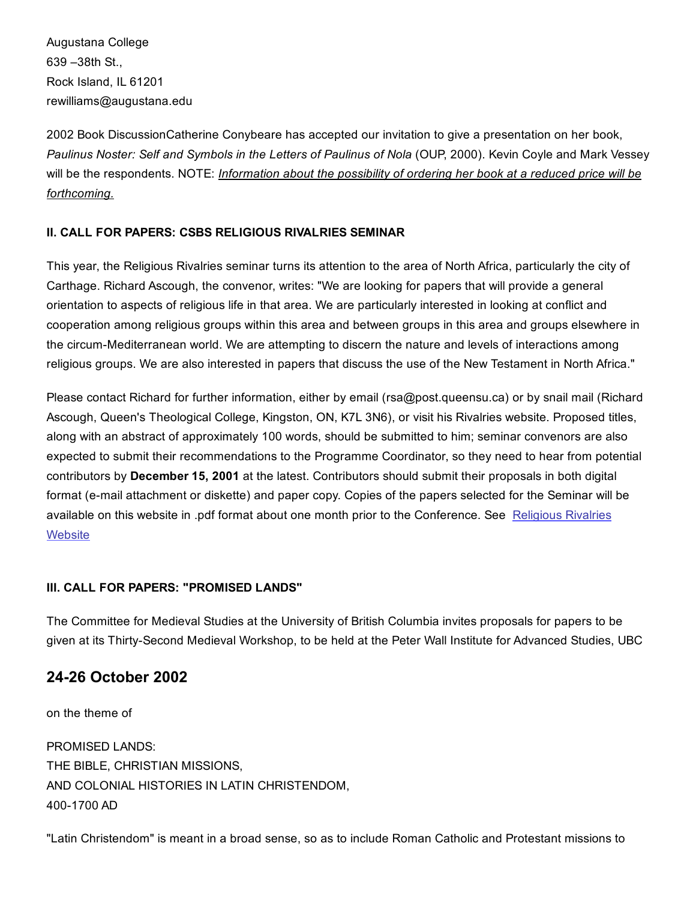Augustana College
639 –38th St.,
Rock Island, IL 61201
rewilliams@augustana.edu

2002 Book DiscussionCatherine Conybeare has accepted our invitation to give a presentation on her book, *Paulinus Noster: Self and Symbols in the Letters of Paulinus of Nola* (OUP, 2000). Kevin Coyle and Mark Vessey will be the respondents. NOTE: ***Information about the possibility of ordering her book at a reduced price will be forthcoming.***

**II. CALL FOR PAPERS: CSBS RELIGIOUS RIVALRIES SEMINAR**

This year, the Religious Rivalries seminar turns its attention to the area of North Africa, particularly the city of Carthage. Richard Ascough, the convenor, writes: "We are looking for papers that will provide a general orientation to aspects of religious life in that area. We are particularly interested in looking at conflict and cooperation among religious groups within this area and between groups in this area and groups elsewhere in the circum-Mediterranean world. We are attempting to discern the nature and levels of interactions among religious groups. We are also interested in papers that discuss the use of the New Testament in North Africa."

Please contact Richard for further information, either by email (rsa@post.queensu.ca) or by snail mail (Richard Ascough, Queen's Theological College, Kingston, ON, K7L 3N6), or visit his Rivalries website. Proposed titles, along with an abstract of approximately 100 words, should be submitted to him; seminar convenors are also expected to submit their recommendations to the Programme Coordinator, so they need to hear from potential contributors by **December 15, 2001** at the latest. Contributors should submit their proposals in both digital format (e-mail attachment or diskette) and paper copy. Copies of the papers selected for the Seminar will be available on this website in .pdf format about one month prior to the Conference. See Religious Rivalries Website

**III. CALL FOR PAPERS: "PROMISED LANDS"**

The Committee for Medieval Studies at the University of British Columbia invites proposals for papers to be given at its Thirty-Second Medieval Workshop, to be held at the Peter Wall Institute for Advanced Studies, UBC

## 24-26 October 2002

on the theme of

PROMISED LANDS:
THE BIBLE, CHRISTIAN MISSIONS,
AND COLONIAL HISTORIES IN LATIN CHRISTENDOM,
400-1700 AD

"Latin Christendom" is meant in a broad sense, so as to include Roman Catholic and Protestant missions to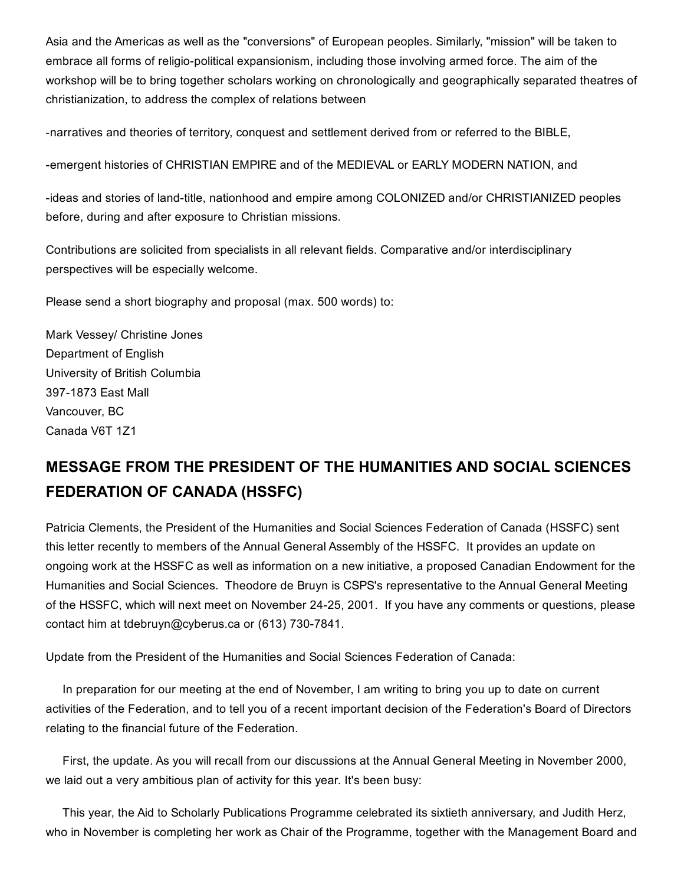Asia and the Americas as well as the "conversions" of European peoples. Similarly, "mission" will be taken to embrace all forms of religio-political expansionism, including those involving armed force. The aim of the workshop will be to bring together scholars working on chronologically and geographically separated theatres of christianization, to address the complex of relations between

-narratives and theories of territory, conquest and settlement derived from or referred to the BIBLE,

-emergent histories of CHRISTIAN EMPIRE and of the MEDIEVAL or EARLY MODERN NATION, and

-ideas and stories of land-title, nationhood and empire among COLONIZED and/or CHRISTIANIZED peoples before, during and after exposure to Christian missions.

Contributions are solicited from specialists in all relevant fields. Comparative and/or interdisciplinary perspectives will be especially welcome.

Please send a short biography and proposal (max. 500 words) to:

Mark Vessey/ Christine Jones
Department of English
University of British Columbia
397-1873 East Mall
Vancouver, BC
Canada V6T 1Z1

## MESSAGE FROM THE PRESIDENT OF THE HUMANITIES AND SOCIAL SCIENCES FEDERATION OF CANADA (HSSFC)

Patricia Clements, the President of the Humanities and Social Sciences Federation of Canada (HSSFC) sent this letter recently to members of the Annual General Assembly of the HSSFC. It provides an update on ongoing work at the HSSFC as well as information on a new initiative, a proposed Canadian Endowment for the Humanities and Social Sciences. Theodore de Bruyn is CSPS's representative to the Annual General Meeting of the HSSFC, which will next meet on November 24-25, 2001. If you have any comments or questions, please contact him at tdebruyn@cyberus.ca or (613) 730-7841.

Update from the President of the Humanities and Social Sciences Federation of Canada:

In preparation for our meeting at the end of November, I am writing to bring you up to date on current activities of the Federation, and to tell you of a recent important decision of the Federation's Board of Directors relating to the financial future of the Federation.

First, the update. As you will recall from our discussions at the Annual General Meeting in November 2000, we laid out a very ambitious plan of activity for this year. It's been busy:

This year, the Aid to Scholarly Publications Programme celebrated its sixtieth anniversary, and Judith Herz, who in November is completing her work as Chair of the Programme, together with the Management Board and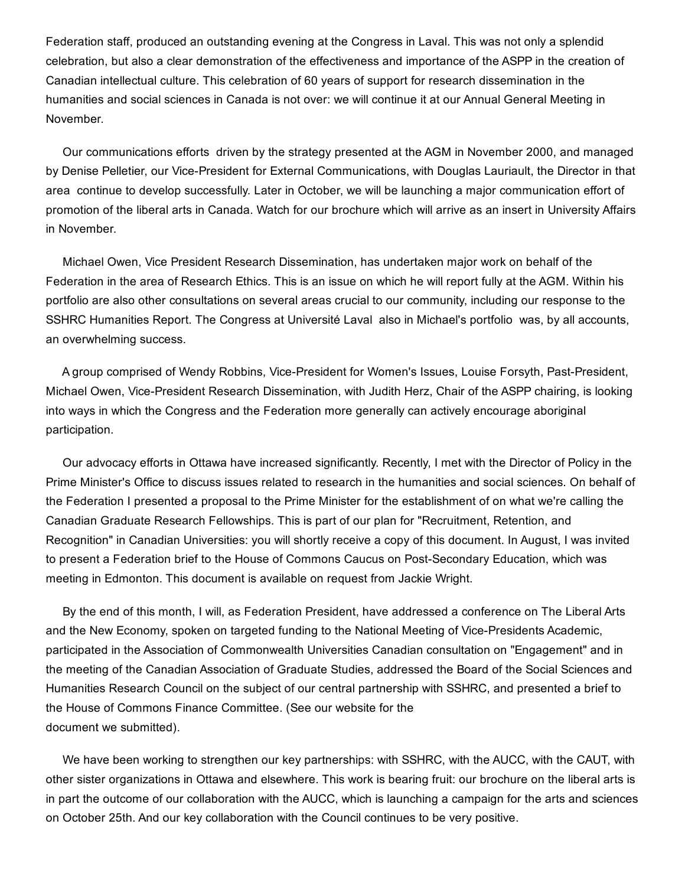Federation staff, produced an outstanding evening at the Congress in Laval. This was not only a splendid celebration, but also a clear demonstration of the effectiveness and importance of the ASPP in the creation of Canadian intellectual culture. This celebration of 60 years of support for research dissemination in the humanities and social sciences in Canada is not over: we will continue it at our Annual General Meeting in November.

Our communications efforts  driven by the strategy presented at the AGM in November 2000, and managed by Denise Pelletier, our Vice-President for External Communications, with Douglas Lauriault, the Director in that area  continue to develop successfully. Later in October, we will be launching a major communication effort of promotion of the liberal arts in Canada. Watch for our brochure which will arrive as an insert in University Affairs in November.

Michael Owen, Vice President Research Dissemination, has undertaken major work on behalf of the Federation in the area of Research Ethics. This is an issue on which he will report fully at the AGM. Within his portfolio are also other consultations on several areas crucial to our community, including our response to the SSHRC Humanities Report. The Congress at Université Laval  also in Michael's portfolio  was, by all accounts, an overwhelming success.

A group comprised of Wendy Robbins, Vice-President for Women's Issues, Louise Forsyth, Past-President, Michael Owen, Vice-President Research Dissemination, with Judith Herz, Chair of the ASPP chairing, is looking into ways in which the Congress and the Federation more generally can actively encourage aboriginal participation.

Our advocacy efforts in Ottawa have increased significantly. Recently, I met with the Director of Policy in the Prime Minister's Office to discuss issues related to research in the humanities and social sciences. On behalf of the Federation I presented a proposal to the Prime Minister for the establishment of on what we're calling the Canadian Graduate Research Fellowships. This is part of our plan for "Recruitment, Retention, and Recognition" in Canadian Universities: you will shortly receive a copy of this document. In August, I was invited to present a Federation brief to the House of Commons Caucus on Post-Secondary Education, which was meeting in Edmonton. This document is available on request from Jackie Wright.

By the end of this month, I will, as Federation President, have addressed a conference on The Liberal Arts and the New Economy, spoken on targeted funding to the National Meeting of Vice-Presidents Academic, participated in the Association of Commonwealth Universities Canadian consultation on "Engagement" and in the meeting of the Canadian Association of Graduate Studies, addressed the Board of the Social Sciences and Humanities Research Council on the subject of our central partnership with SSHRC, and presented a brief to the House of Commons Finance Committee. (See our website for the document we submitted).

We have been working to strengthen our key partnerships: with SSHRC, with the AUCC, with the CAUT, with other sister organizations in Ottawa and elsewhere. This work is bearing fruit: our brochure on the liberal arts is in part the outcome of our collaboration with the AUCC, which is launching a campaign for the arts and sciences on October 25th. And our key collaboration with the Council continues to be very positive.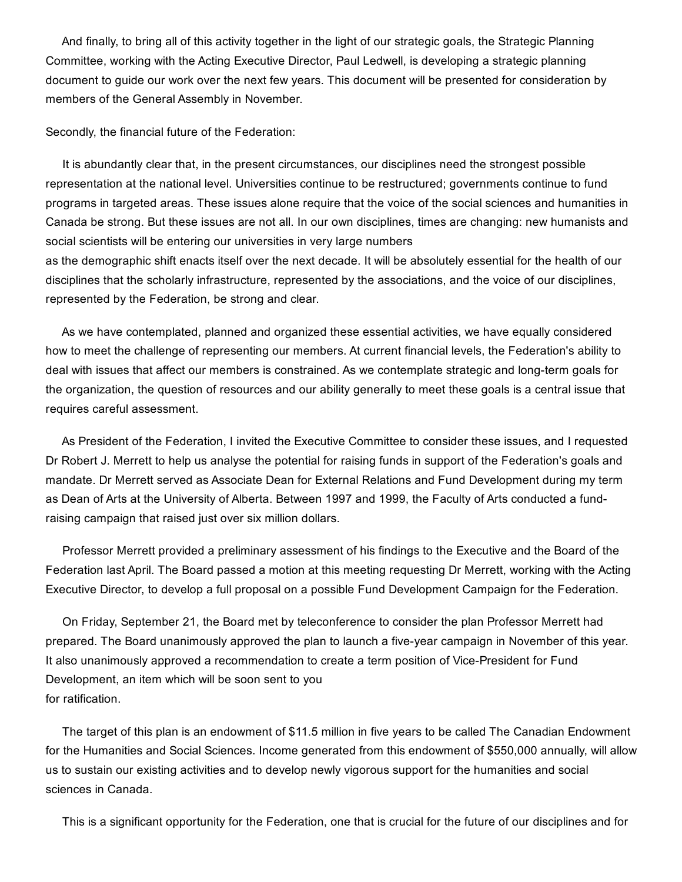And finally, to bring all of this activity together in the light of our strategic goals, the Strategic Planning Committee, working with the Acting Executive Director, Paul Ledwell, is developing a strategic planning document to guide our work over the next few years. This document will be presented for consideration by members of the General Assembly in November.

Secondly, the financial future of the Federation:

It is abundantly clear that, in the present circumstances, our disciplines need the strongest possible representation at the national level. Universities continue to be restructured; governments continue to fund programs in targeted areas. These issues alone require that the voice of the social sciences and humanities in Canada be strong. But these issues are not all. In our own disciplines, times are changing: new humanists and social scientists will be entering our universities in very large numbers as the demographic shift enacts itself over the next decade. It will be absolutely essential for the health of our disciplines that the scholarly infrastructure, represented by the associations, and the voice of our disciplines, represented by the Federation, be strong and clear.

As we have contemplated, planned and organized these essential activities, we have equally considered how to meet the challenge of representing our members. At current financial levels, the Federation's ability to deal with issues that affect our members is constrained. As we contemplate strategic and long-term goals for the organization, the question of resources and our ability generally to meet these goals is a central issue that requires careful assessment.

As President of the Federation, I invited the Executive Committee to consider these issues, and I requested Dr Robert J. Merrett to help us analyse the potential for raising funds in support of the Federation's goals and mandate. Dr Merrett served as Associate Dean for External Relations and Fund Development during my term as Dean of Arts at the University of Alberta. Between 1997 and 1999, the Faculty of Arts conducted a fund-raising campaign that raised just over six million dollars.

Professor Merrett provided a preliminary assessment of his findings to the Executive and the Board of the Federation last April. The Board passed a motion at this meeting requesting Dr Merrett, working with the Acting Executive Director, to develop a full proposal on a possible Fund Development Campaign for the Federation.

On Friday, September 21, the Board met by teleconference to consider the plan Professor Merrett had prepared. The Board unanimously approved the plan to launch a five-year campaign in November of this year. It also unanimously approved a recommendation to create a term position of Vice-President for Fund Development, an item which will be soon sent to you for ratification.

The target of this plan is an endowment of $11.5 million in five years to be called The Canadian Endowment for the Humanities and Social Sciences. Income generated from this endowment of $550,000 annually, will allow us to sustain our existing activities and to develop newly vigorous support for the humanities and social sciences in Canada.

This is a significant opportunity for the Federation, one that is crucial for the future of our disciplines and for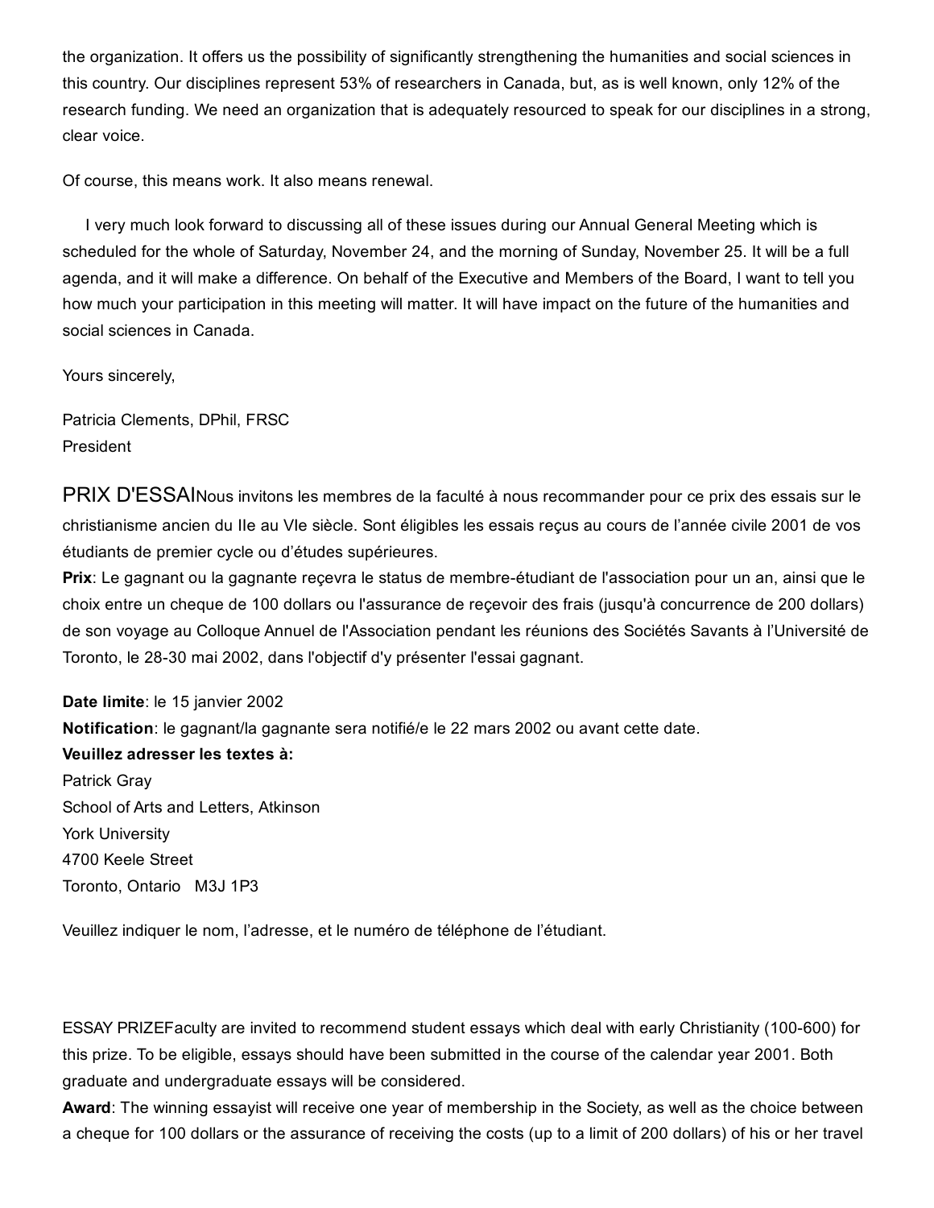the organization. It offers us the possibility of significantly strengthening the humanities and social sciences in this country. Our disciplines represent 53% of researchers in Canada, but, as is well known, only 12% of the research funding. We need an organization that is adequately resourced to speak for our disciplines in a strong, clear voice.

Of course, this means work. It also means renewal.

I very much look forward to discussing all of these issues during our Annual General Meeting which is scheduled for the whole of Saturday, November 24, and the morning of Sunday, November 25. It will be a full agenda, and it will make a difference. On behalf of the Executive and Members of the Board, I want to tell you how much your participation in this meeting will matter. It will have impact on the future of the humanities and social sciences in Canada.

Yours sincerely,

Patricia Clements, DPhil, FRSC
President

## PRIX D'ESSAI

Nous invitons les membres de la faculté à nous recommander pour ce prix des essais sur le christianisme ancien du IIe au VIe siècle. Sont éligibles les essais reçus au cours de l'année civile 2001 de vos étudiants de premier cycle ou d'études supérieures.

**Prix**: Le gagnant ou la gagnante reçevra le status de membre-étudiant de l'association pour un an, ainsi que le choix entre un cheque de 100 dollars ou l'assurance de reçevoir des frais (jusqu'à concurrence de 200 dollars) de son voyage au Colloque Annuel de l'Association pendant les réunions des Sociétés Savants à l'Université de Toronto, le 28-30 mai 2002, dans l'objectif d'y présenter l'essai gagnant.

**Date limite**: le 15 janvier 2002
**Notification**: le gagnant/la gagnante sera notifié/e le 22 mars 2002 ou avant cette date.
**Veuillez adresser les textes à:**
Patrick Gray
School of Arts and Letters, Atkinson
York University
4700 Keele Street
Toronto, Ontario M3J 1P3

Veuillez indiquer le nom, l'adresse, et le numéro de téléphone de l'étudiant.

## ESSAY PRIZE

Faculty are invited to recommend student essays which deal with early Christianity (100-600) for this prize. To be eligible, essays should have been submitted in the course of the calendar year 2001. Both graduate and undergraduate essays will be considered.

**Award**: The winning essayist will receive one year of membership in the Society, as well as the choice between a cheque for 100 dollars or the assurance of receiving the costs (up to a limit of 200 dollars) of his or her travel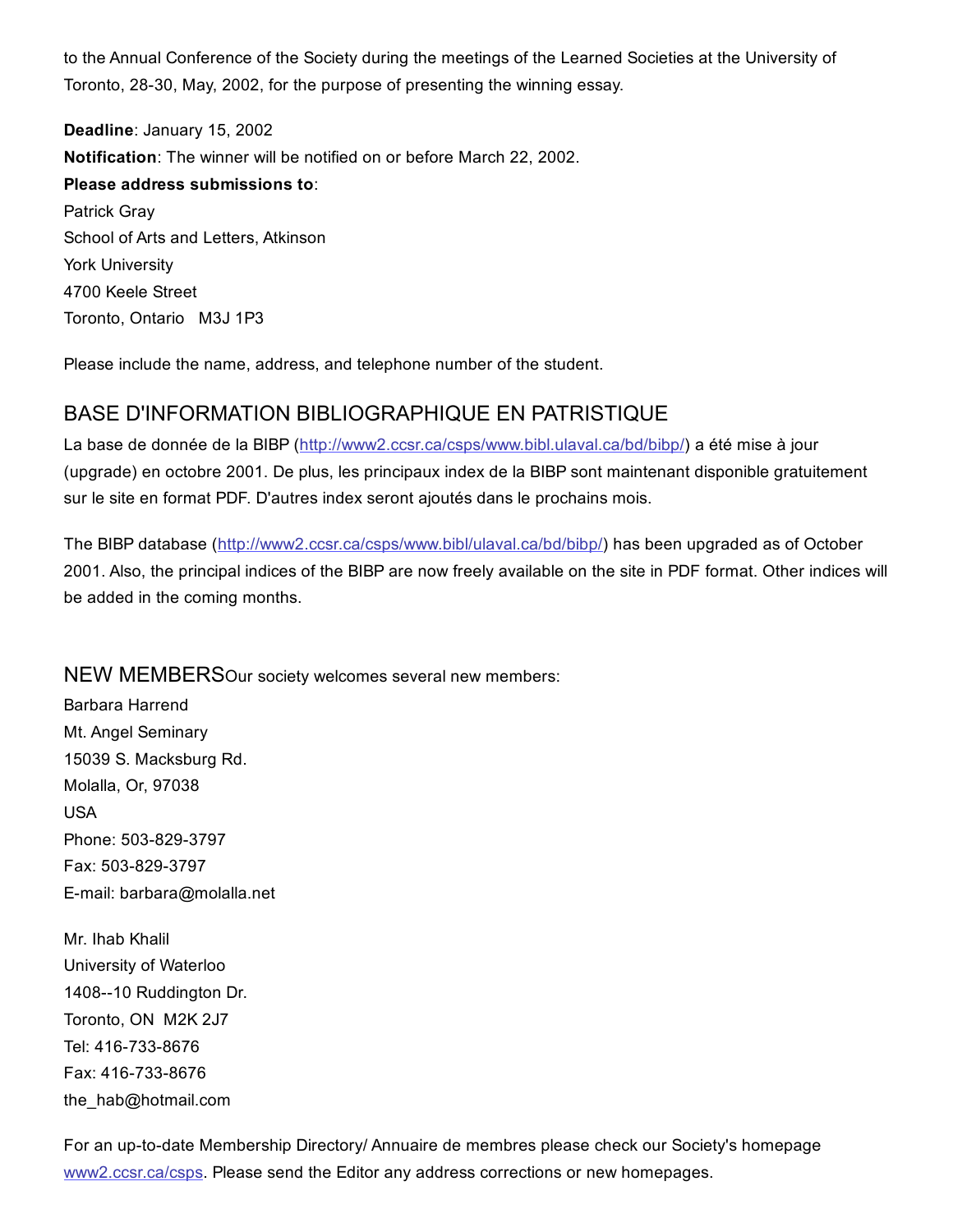to the Annual Conference of the Society during the meetings of the Learned Societies at the University of Toronto, 28-30, May, 2002, for the purpose of presenting the winning essay.

**Deadline**: January 15, 2002
**Notification**: The winner will be notified on or before March 22, 2002.
**Please address submissions to**:
Patrick Gray
School of Arts and Letters, Atkinson
York University
4700 Keele Street
Toronto, Ontario M3J 1P3

Please include the name, address, and telephone number of the student.

## BASE D'INFORMATION BIBLIOGRAPHIQUE EN PATRISTIQUE

La base de donnée de la BIBP (http://www2.ccsr.ca/csps/www.bibl.ulaval.ca/bd/bibp/) a été mise à jour (upgrade) en octobre 2001. De plus, les principaux index de la BIBP sont maintenant disponible gratuitement sur le site en format PDF. D'autres index seront ajoutés dans le prochains mois.

The BIBP database (http://www2.ccsr.ca/csps/www.bibl/ulaval.ca/bd/bibp/) has been upgraded as of October 2001. Also, the principal indices of the BIBP are now freely available on the site in PDF format. Other indices will be added in the coming months.

## NEW MEMBERS

Our society welcomes several new members:

Barbara Harrend
Mt. Angel Seminary
15039 S. Macksburg Rd.
Molalla, Or, 97038
USA
Phone: 503-829-3797
Fax: 503-829-3797
E-mail: barbara@molalla.net

Mr. Ihab Khalil
University of Waterloo
1408--10 Ruddington Dr.
Toronto, ON M2K 2J7
Tel: 416-733-8676
Fax: 416-733-8676
the_hab@hotmail.com

For an up-to-date Membership Directory/ Annuaire de membres please check our Society's homepage www2.ccsr.ca/csps. Please send the Editor any address corrections or new homepages.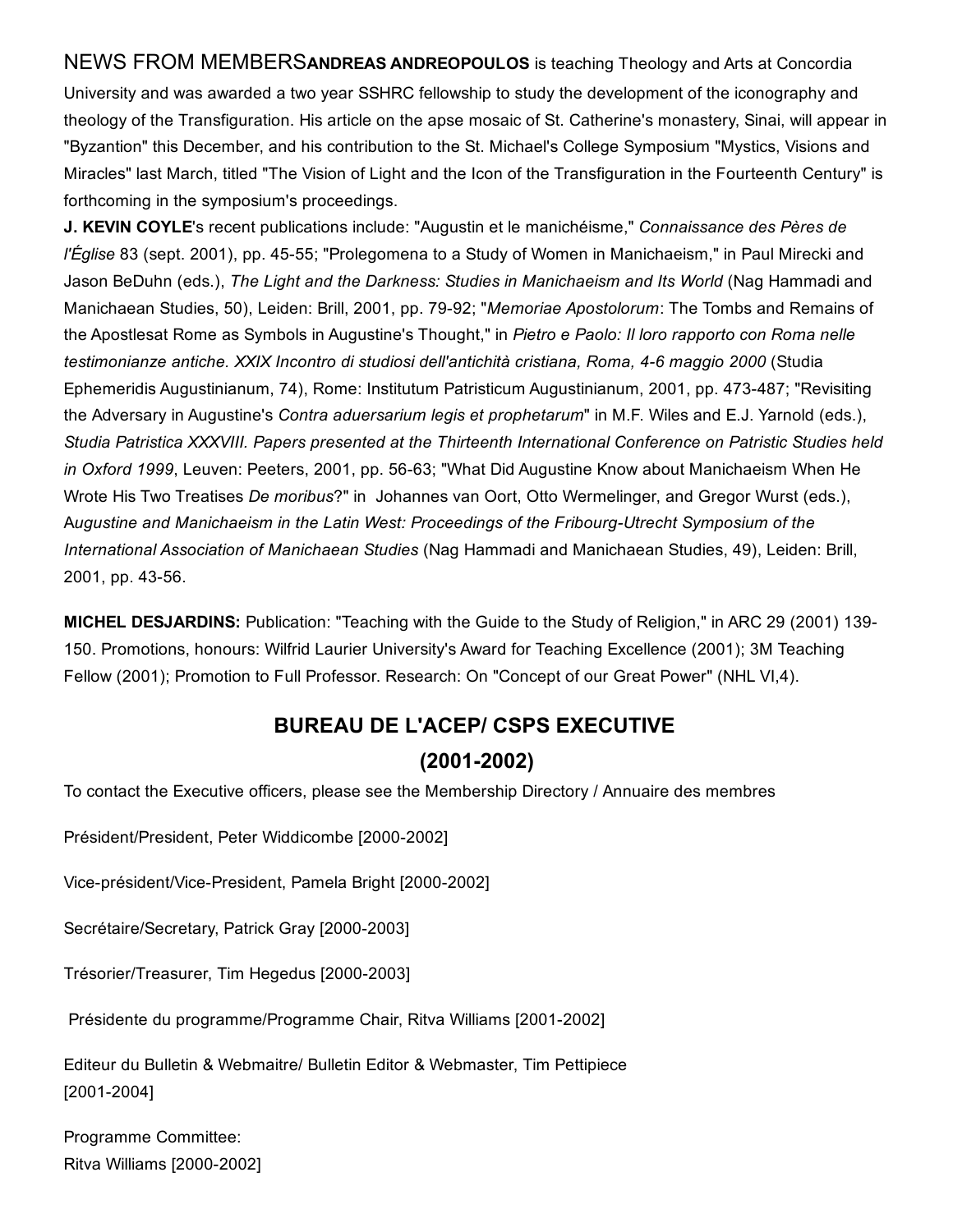NEWS FROM MEMBERS**ANDREAS ANDREOPOULOS** is teaching Theology and Arts at Concordia University and was awarded a two year SSHRC fellowship to study the development of the iconography and theology of the Transfiguration. His article on the apse mosaic of St. Catherine's monastery, Sinai, will appear in "Byzantion" this December, and his contribution to the St. Michael's College Symposium "Mystics, Visions and Miracles" last March, titled "The Vision of Light and the Icon of the Transfiguration in the Fourteenth Century" is forthcoming in the symposium's proceedings.

**J. KEVIN COYLE**'s recent publications include: "Augustin et le manichéisme," *Connaissance des Pères de l'Église* 83 (sept. 2001), pp. 45-55; "Prolegomena to a Study of Women in Manichaeism," in Paul Mirecki and Jason BeDuhn (eds.), *The Light and the Darkness: Studies in Manichaeism and Its World* (Nag Hammadi and Manichaean Studies, 50), Leiden: Brill, 2001, pp. 79-92; "*Memoriae Apostolorum*: The Tombs and Remains of the Apostlesat Rome as Symbols in Augustine's Thought," in *Pietro e Paolo: Il loro rapporto con Roma nelle testimonianze antiche. XXIX Incontro di studiosi dell'antichità cristiana, Roma, 4-6 maggio 2000* (Studia Ephemeridis Augustinianum, 74), Rome: Institutum Patristicum Augustinianum, 2001, pp. 473-487; "Revisiting the Adversary in Augustine's *Contra aduersarium legis et prophetarum*" in M.F. Wiles and E.J. Yarnold (eds.), *Studia Patristica XXXVIII. Papers presented at the Thirteenth International Conference on Patristic Studies held in Oxford 1999*, Leuven: Peeters, 2001, pp. 56-63; "What Did Augustine Know about Manichaeism When He Wrote His Two Treatises *De moribus*?" in Johannes van Oort, Otto Wermelinger, and Gregor Wurst (eds.), *Augustine and Manichaeism in the Latin West: Proceedings of the Fribourg-Utrecht Symposium of the International Association of Manichaean Studies* (Nag Hammadi and Manichaean Studies, 49), Leiden: Brill, 2001, pp. 43-56.

**MICHEL DESJARDINS:** Publication: "Teaching with the Guide to the Study of Religion," in ARC 29 (2001) 139-150. Promotions, honours: Wilfrid Laurier University's Award for Teaching Excellence (2001); 3M Teaching Fellow (2001); Promotion to Full Professor. Research: On "Concept of our Great Power" (NHL VI,4).

## BUREAU DE L'ACEP/ CSPS EXECUTIVE (2001-2002)

To contact the Executive officers, please see the Membership Directory / Annuaire des membres

Président/President, Peter Widdicombe [2000-2002]

Vice-président/Vice-President, Pamela Bright [2000-2002]

Secrétaire/Secretary, Patrick Gray [2000-2003]

Trésorier/Treasurer, Tim Hegedus [2000-2003]

Présidente du programme/Programme Chair, Ritva Williams [2001-2002]

Editeur du Bulletin & Webmaitre/ Bulletin Editor & Webmaster, Tim Pettipiece [2001-2004]

Programme Committee:
Ritva Williams [2000-2002]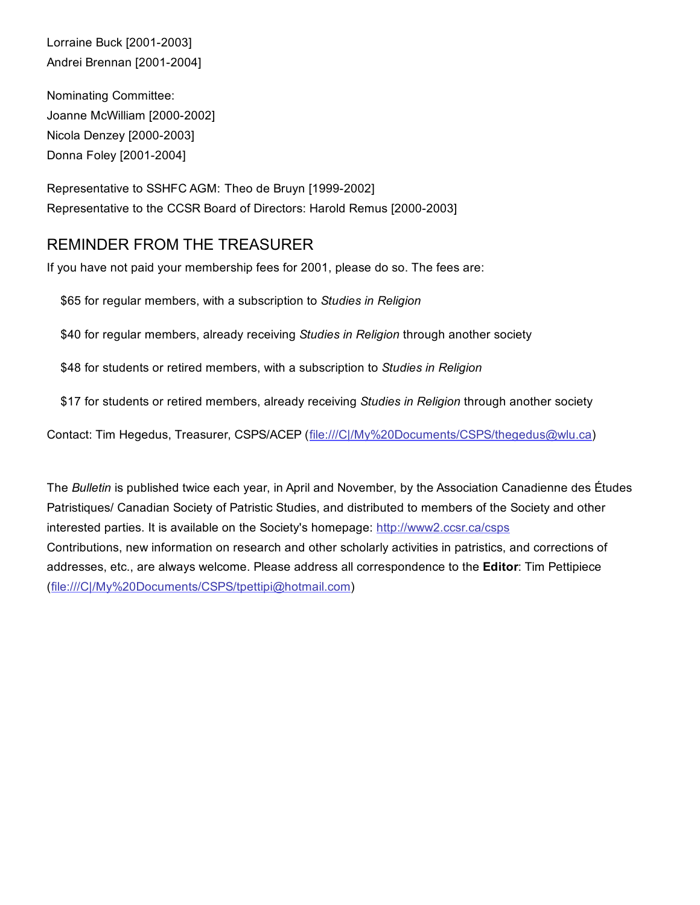Lorraine Buck [2001-2003]
Andrei Brennan [2001-2004]

Nominating Committee:
Joanne McWilliam [2000-2002]
Nicola Denzey [2000-2003]
Donna Foley [2001-2004]

Representative to SSHFC AGM: Theo de Bruyn [1999-2002]
Representative to the CCSR Board of Directors: Harold Remus [2000-2003]

## REMINDER FROM THE TREASURER

If you have not paid your membership fees for 2001, please do so. The fees are:

$65 for regular members, with a subscription to *Studies in Religion*

$40 for regular members, already receiving *Studies in Religion* through another society

$48 for students or retired members, with a subscription to *Studies in Religion*

$17 for students or retired members, already receiving *Studies in Religion* through another society

Contact: Tim Hegedus, Treasurer, CSPS/ACEP ([file:///C|/My%20Documents/CSPS/thegedus@wlu.ca](file:///C|/My%20Documents/CSPS/thegedus@wlu.ca))

The *Bulletin* is published twice each year, in April and November, by the Association Canadienne des Études Patristiques/ Canadian Society of Patristic Studies, and distributed to members of the Society and other interested parties. It is available on the Society's homepage: [http://www2.ccsr.ca/csps](http://www2.ccsr.ca/csps)
Contributions, new information on research and other scholarly activities in patristics, and corrections of addresses, etc., are always welcome. Please address all correspondence to the **Editor**: Tim Pettipiece ([file:///C|/My%20Documents/CSPS/tpettipi@hotmail.com](file:///C|/My%20Documents/CSPS/tpettipi@hotmail.com))